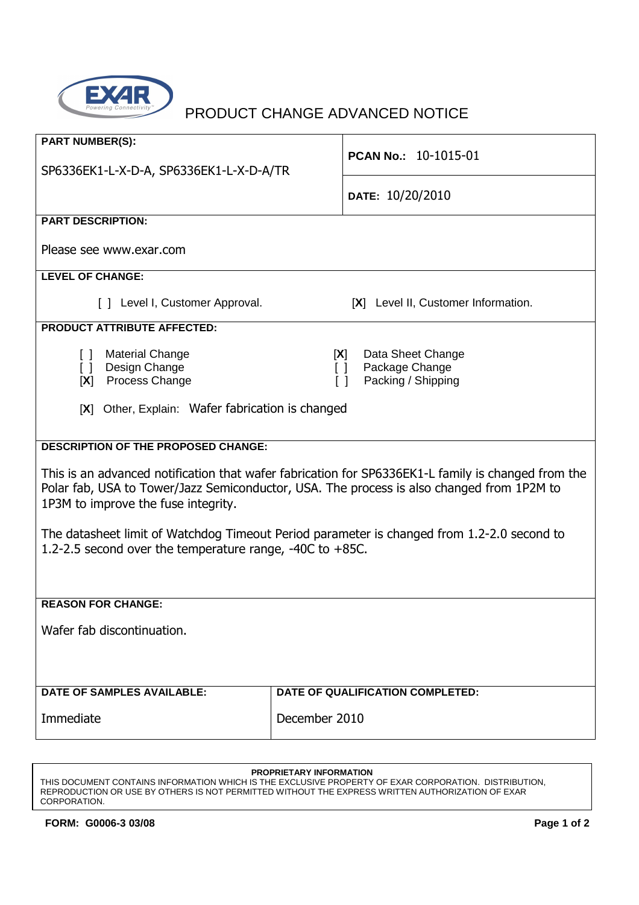# PRODUCT CHANGE ADVANCED NOTICE

**PART NUMBER(S):**

SP6336EK1-L-X-D-A, SP6336EK1-L-X-D-A/TR

**PCAN No.:** 10-1015-01

**DATE:** 10/20/2010

**PART DESCRIPTION:**

Please see www.exar.com

**LEVEL OF CHANGE:**

[ ] Level I, Customer Approval. [X] Level II, Customer Information.

**PRODUCT ATTRIBUTE AFFECTED:**

[ ] Material Change
[ ] Design Change
[X] Process Change
[X] Data Sheet Change
[ ] Package Change
[ ] Packing / Shipping

[X] Other, Explain: Wafer fabrication is changed

**DESCRIPTION OF THE PROPOSED CHANGE:**

This is an advanced notification that wafer fabrication for SP6336EK1-L family is changed from the Polar fab, USA to Tower/Jazz Semiconductor, USA. The process is also changed from 1P2M to 1P3M to improve the fuse integrity.

The datasheet limit of Watchdog Timeout Period parameter is changed from 1.2-2.0 second to 1.2-2.5 second over the temperature range, -40C to +85C.

**REASON FOR CHANGE:**

Wafer fab discontinuation.

| DATE OF SAMPLES AVAILABLE: | DATE OF QUALIFICATION COMPLETED: |
|---|---|
| Immediate | December 2010 |

**PROPRIETARY INFORMATION**
THIS DOCUMENT CONTAINS INFORMATION WHICH IS THE EXCLUSIVE PROPERTY OF EXAR CORPORATION. DISTRIBUTION, REPRODUCTION OR USE BY OTHERS IS NOT PERMITTED WITHOUT THE EXPRESS WRITTEN AUTHORIZATION OF EXAR CORPORATION.

**FORM: G0006-3 03/08**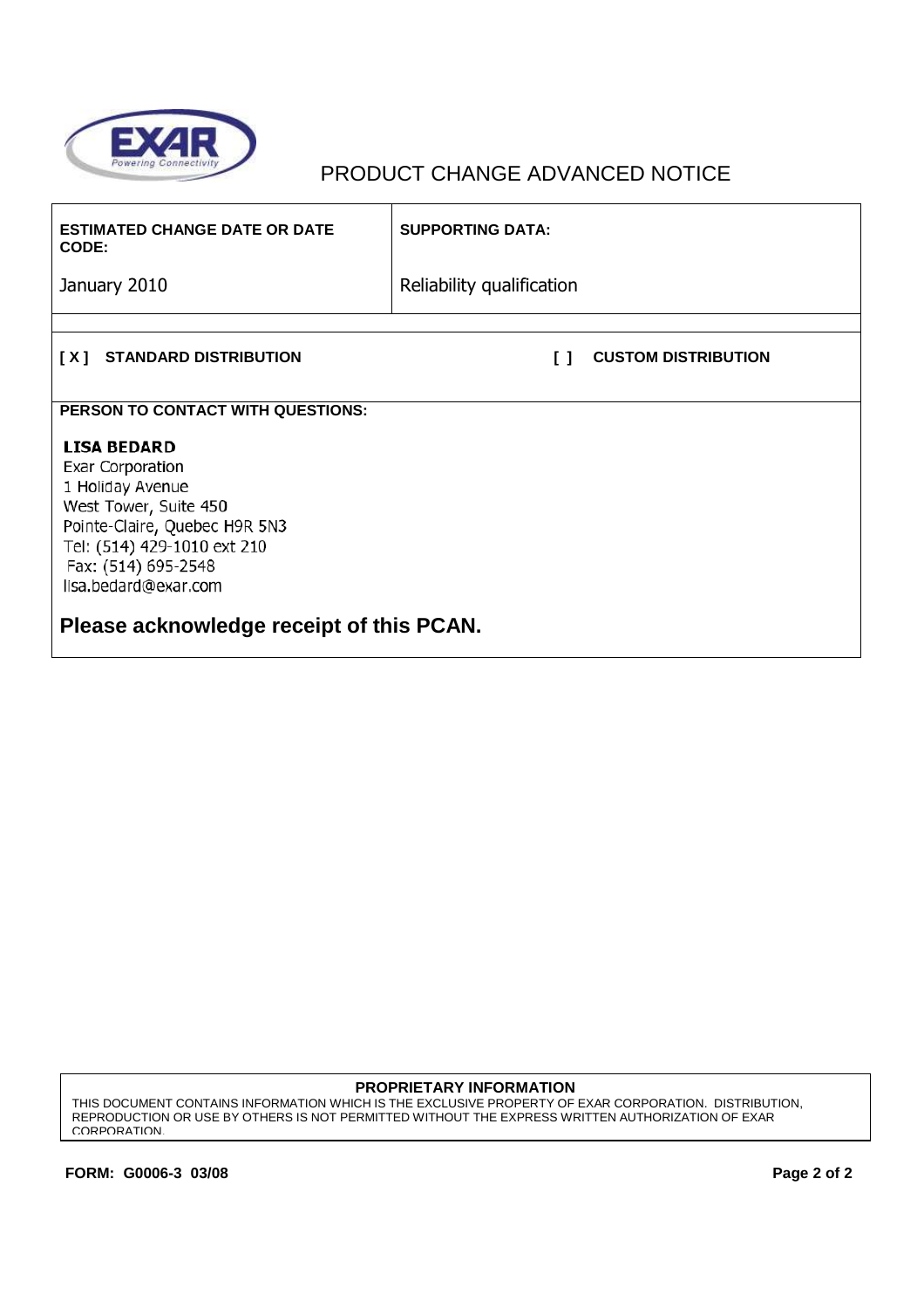# PRODUCT CHANGE ADVANCED NOTICE

| ESTIMATED CHANGE DATE OR DATE CODE: | SUPPORTING DATA: |
|---|---|
| January 2010 | Reliability qualification |

**[ X ] STANDARD DISTRIBUTION** **[ ] CUSTOM DISTRIBUTION**

**PERSON TO CONTACT WITH QUESTIONS:**

**LISA BEDARD**
Exar Corporation
1 Holiday Avenue
West Tower, Suite 450
Pointe-Claire, Quebec H9R 5N3
Tel: (514) 429-1010 ext 210
Fax: (514) 695-2548
lisa.bedard@exar.com

## Please acknowledge receipt of this PCAN.

**PROPRIETARY INFORMATION**

THIS DOCUMENT CONTAINS INFORMATION WHICH IS THE EXCLUSIVE PROPERTY OF EXAR CORPORATION. DISTRIBUTION, REPRODUCTION OR USE BY OTHERS IS NOT PERMITTED WITHOUT THE EXPRESS WRITTEN AUTHORIZATION OF EXAR CORPORATION.

**FORM: G0006-3 03/08**